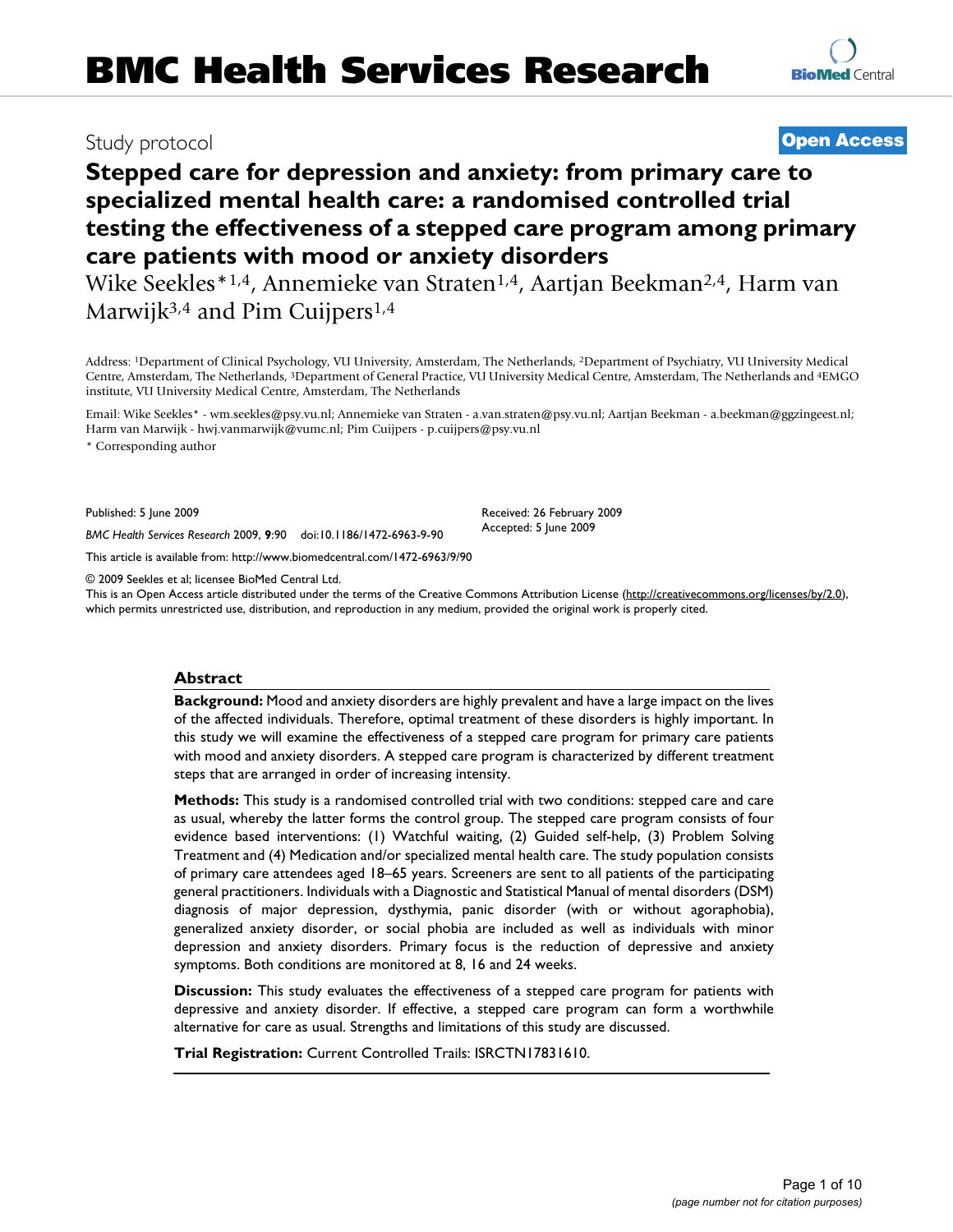Study protocol

**Open Access**

# Stepped care for depression and anxiety: from primary care to specialized mental health care: a randomised controlled trial testing the effectiveness of a stepped care program among primary care patients with mood or anxiety disorders

Wike Seekles*[1,4], Annemieke van Straten[1,4], Aartjan Beekman[2,4], Harm van Marwijk[3,4] and Pim Cuijpers[1,4]

Address: [1]Department of Clinical Psychology, VU University, Amsterdam, The Netherlands, [2]Department of Psychiatry, VU University Medical Centre, Amsterdam, The Netherlands, [3]Department of General Practice, VU University Medical Centre, Amsterdam, The Netherlands and [4]EMGO institute, VU University Medical Centre, Amsterdam, The Netherlands

Email: Wike Seekles* - wm.seekles@psy.vu.nl; Annemieke van Straten - a.van.straten@psy.vu.nl; Aartjan Beekman - a.beekman@ggzingeest.nl; Harm van Marwijk - hwj.vanmarwijk@vumc.nl; Pim Cuijpers - p.cuijpers@psy.vu.nl

* Corresponding author

Published: 5 June 2009

Received: 26 February 2009
Accepted: 5 June 2009

*BMC Health Services Research* 2009, **9**:90 doi:10.1186/1472-6963-9-90

This article is available from: http://www.biomedcentral.com/1472-6963/9/90

© 2009 Seekles et al; licensee BioMed Central Ltd.
This is an Open Access article distributed under the terms of the Creative Commons Attribution License (http://creativecommons.org/licenses/by/2.0), which permits unrestricted use, distribution, and reproduction in any medium, provided the original work is properly cited.

## Abstract

**Background:** Mood and anxiety disorders are highly prevalent and have a large impact on the lives of the affected individuals. Therefore, optimal treatment of these disorders is highly important. In this study we will examine the effectiveness of a stepped care program for primary care patients with mood and anxiety disorders. A stepped care program is characterized by different treatment steps that are arranged in order of increasing intensity.

**Methods:** This study is a randomised controlled trial with two conditions: stepped care and care as usual, whereby the latter forms the control group. The stepped care program consists of four evidence based interventions: (1) Watchful waiting, (2) Guided self-help, (3) Problem Solving Treatment and (4) Medication and/or specialized mental health care. The study population consists of primary care attendees aged 18–65 years. Screeners are sent to all patients of the participating general practitioners. Individuals with a Diagnostic and Statistical Manual of mental disorders (DSM) diagnosis of major depression, dysthymia, panic disorder (with or without agoraphobia), generalized anxiety disorder, or social phobia are included as well as individuals with minor depression and anxiety disorders. Primary focus is the reduction of depressive and anxiety symptoms. Both conditions are monitored at 8, 16 and 24 weeks.

**Discussion:** This study evaluates the effectiveness of a stepped care program for patients with depressive and anxiety disorder. If effective, a stepped care program can form a worthwhile alternative for care as usual. Strengths and limitations of this study are discussed.

**Trial Registration:** Current Controlled Trails: ISRCTN17831610.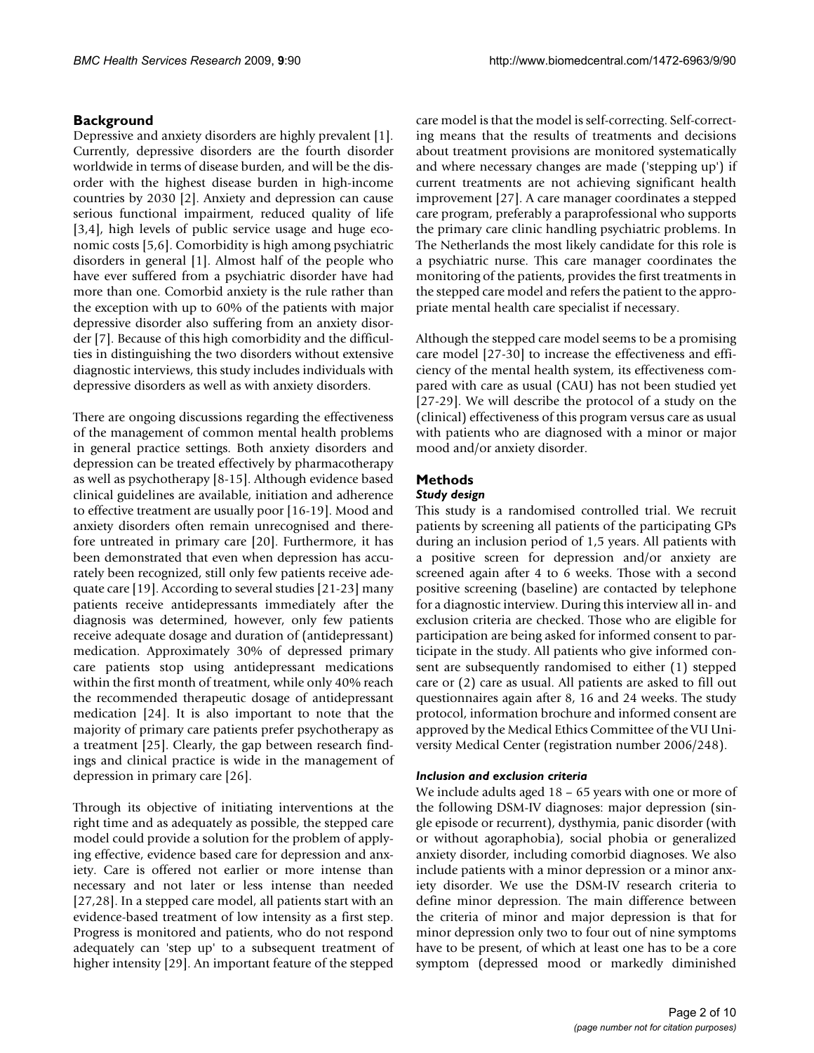## Background

Depressive and anxiety disorders are highly prevalent [1]. Currently, depressive disorders are the fourth disorder worldwide in terms of disease burden, and will be the disorder with the highest disease burden in high-income countries by 2030 [2]. Anxiety and depression can cause serious functional impairment, reduced quality of life [3,4], high levels of public service usage and huge economic costs [5,6]. Comorbidity is high among psychiatric disorders in general [1]. Almost half of the people who have ever suffered from a psychiatric disorder have had more than one. Comorbid anxiety is the rule rather than the exception with up to 60% of the patients with major depressive disorder also suffering from an anxiety disorder [7]. Because of this high comorbidity and the difficulties in distinguishing the two disorders without extensive diagnostic interviews, this study includes individuals with depressive disorders as well as with anxiety disorders.

There are ongoing discussions regarding the effectiveness of the management of common mental health problems in general practice settings. Both anxiety disorders and depression can be treated effectively by pharmacotherapy as well as psychotherapy [8-15]. Although evidence based clinical guidelines are available, initiation and adherence to effective treatment are usually poor [16-19]. Mood and anxiety disorders often remain unrecognised and therefore untreated in primary care [20]. Furthermore, it has been demonstrated that even when depression has accurately been recognized, still only few patients receive adequate care [19]. According to several studies [21-23] many patients receive antidepressants immediately after the diagnosis was determined, however, only few patients receive adequate dosage and duration of (antidepressant) medication. Approximately 30% of depressed primary care patients stop using antidepressant medications within the first month of treatment, while only 40% reach the recommended therapeutic dosage of antidepressant medication [24]. It is also important to note that the majority of primary care patients prefer psychotherapy as a treatment [25]. Clearly, the gap between research findings and clinical practice is wide in the management of depression in primary care [26].

Through its objective of initiating interventions at the right time and as adequately as possible, the stepped care model could provide a solution for the problem of applying effective, evidence based care for depression and anxiety. Care is offered not earlier or more intense than necessary and not later or less intense than needed [27,28]. In a stepped care model, all patients start with an evidence-based treatment of low intensity as a first step. Progress is monitored and patients, who do not respond adequately can 'step up' to a subsequent treatment of higher intensity [29]. An important feature of the stepped care model is that the model is self-correcting. Self-correcting means that the results of treatments and decisions about treatment provisions are monitored systematically and where necessary changes are made ('stepping up') if current treatments are not achieving significant health improvement [27]. A care manager coordinates a stepped care program, preferably a paraprofessional who supports the primary care clinic handling psychiatric problems. In The Netherlands the most likely candidate for this role is a psychiatric nurse. This care manager coordinates the monitoring of the patients, provides the first treatments in the stepped care model and refers the patient to the appropriate mental health care specialist if necessary.

Although the stepped care model seems to be a promising care model [27-30] to increase the effectiveness and efficiency of the mental health system, its effectiveness compared with care as usual (CAU) has not been studied yet [27-29]. We will describe the protocol of a study on the (clinical) effectiveness of this program versus care as usual with patients who are diagnosed with a minor or major mood and/or anxiety disorder.

## Methods

### *Study design*

This study is a randomised controlled trial. We recruit patients by screening all patients of the participating GPs during an inclusion period of 1,5 years. All patients with a positive screen for depression and/or anxiety are screened again after 4 to 6 weeks. Those with a second positive screening (baseline) are contacted by telephone for a diagnostic interview. During this interview all in- and exclusion criteria are checked. Those who are eligible for participation are being asked for informed consent to participate in the study. All patients who give informed consent are subsequently randomised to either (1) stepped care or (2) care as usual. All patients are asked to fill out questionnaires again after 8, 16 and 24 weeks. The study protocol, information brochure and informed consent are approved by the Medical Ethics Committee of the VU University Medical Center (registration number 2006/248).

### *Inclusion and exclusion criteria*

We include adults aged 18 – 65 years with one or more of the following DSM-IV diagnoses: major depression (single episode or recurrent), dysthymia, panic disorder (with or without agoraphobia), social phobia or generalized anxiety disorder, including comorbid diagnoses. We also include patients with a minor depression or a minor anxiety disorder. We use the DSM-IV research criteria to define minor depression. The main difference between the criteria of minor and major depression is that for minor depression only two to four out of nine symptoms have to be present, of which at least one has to be a core symptom (depressed mood or markedly diminished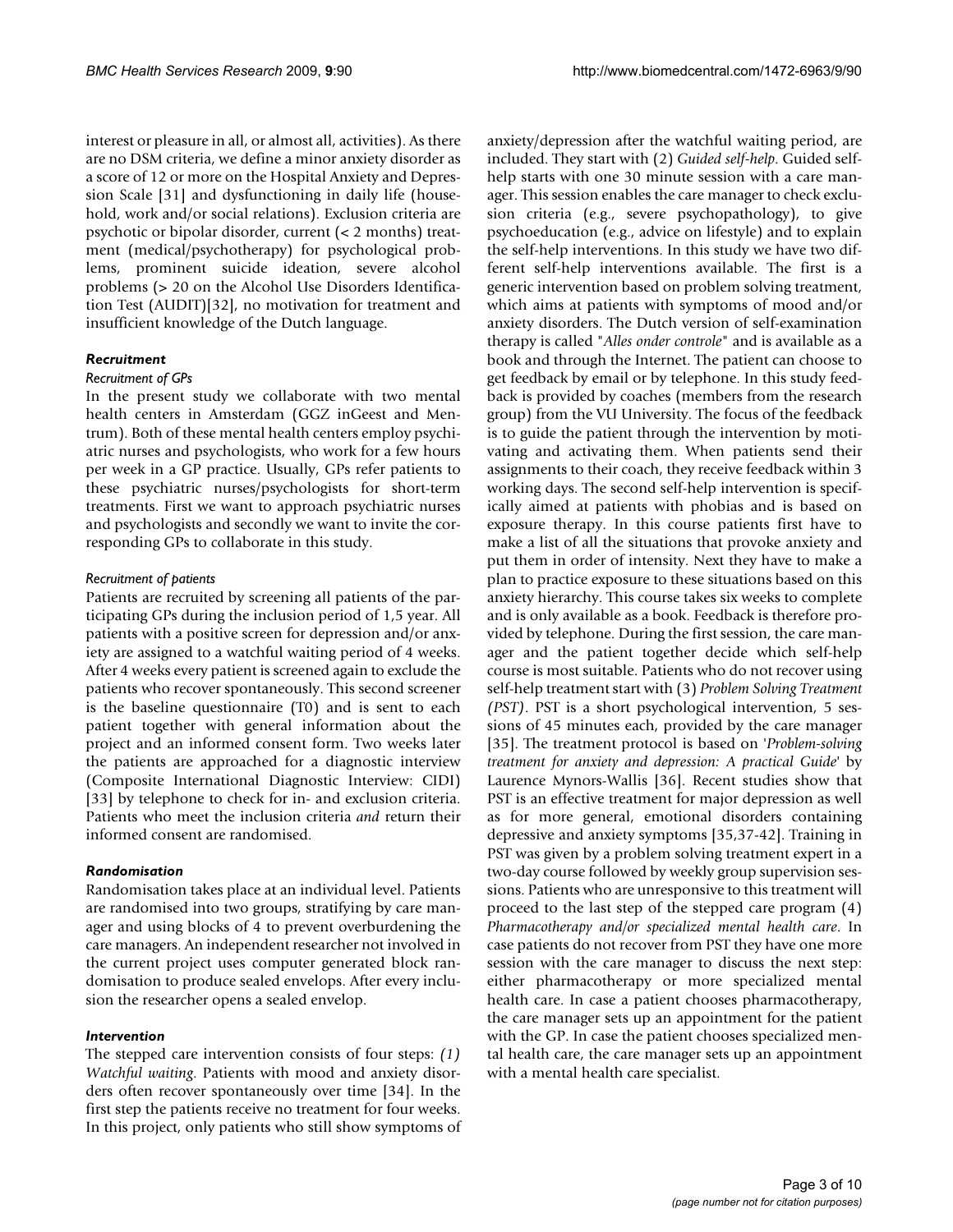interest or pleasure in all, or almost all, activities). As there are no DSM criteria, we define a minor anxiety disorder as a score of 12 or more on the Hospital Anxiety and Depression Scale [31] and dysfunctioning in daily life (household, work and/or social relations). Exclusion criteria are psychotic or bipolar disorder, current (< 2 months) treatment (medical/psychotherapy) for psychological problems, prominent suicide ideation, severe alcohol problems (> 20 on the Alcohol Use Disorders Identification Test (AUDIT)[32], no motivation for treatment and insufficient knowledge of the Dutch language.

### *Recruitment*

#### *Recruitment of GPs*

In the present study we collaborate with two mental health centers in Amsterdam (GGZ inGeest and Mentrum). Both of these mental health centers employ psychiatric nurses and psychologists, who work for a few hours per week in a GP practice. Usually, GPs refer patients to these psychiatric nurses/psychologists for short-term treatments. First we want to approach psychiatric nurses and psychologists and secondly we want to invite the corresponding GPs to collaborate in this study.

#### *Recruitment of patients*

Patients are recruited by screening all patients of the participating GPs during the inclusion period of 1,5 year. All patients with a positive screen for depression and/or anxiety are assigned to a watchful waiting period of 4 weeks. After 4 weeks every patient is screened again to exclude the patients who recover spontaneously. This second screener is the baseline questionnaire (T0) and is sent to each patient together with general information about the project and an informed consent form. Two weeks later the patients are approached for a diagnostic interview (Composite International Diagnostic Interview: CIDI) [33] by telephone to check for in- and exclusion criteria. Patients who meet the inclusion criteria *and* return their informed consent are randomised.

### *Randomisation*

Randomisation takes place at an individual level. Patients are randomised into two groups, stratifying by care manager and using blocks of 4 to prevent overburdening the care managers. An independent researcher not involved in the current project uses computer generated block randomisation to produce sealed envelops. After every inclusion the researcher opens a sealed envelop.

### *Intervention*

The stepped care intervention consists of four steps: *(1) Watchful waiting*. Patients with mood and anxiety disorders often recover spontaneously over time [34]. In the first step the patients receive no treatment for four weeks. In this project, only patients who still show symptoms of anxiety/depression after the watchful waiting period, are included. They start with (2) *Guided self-help*. Guided self-help starts with one 30 minute session with a care manager. This session enables the care manager to check exclusion criteria (e.g., severe psychopathology), to give psychoeducation (e.g., advice on lifestyle) and to explain the self-help interventions. In this study we have two different self-help interventions available. The first is a generic intervention based on problem solving treatment, which aims at patients with symptoms of mood and/or anxiety disorders. The Dutch version of self-examination therapy is called "*Alles onder controle*" and is available as a book and through the Internet. The patient can choose to get feedback by email or by telephone. In this study feedback is provided by coaches (members from the research group) from the VU University. The focus of the feedback is to guide the patient through the intervention by motivating and activating them. When patients send their assignments to their coach, they receive feedback within 3 working days. The second self-help intervention is specifically aimed at patients with phobias and is based on exposure therapy. In this course patients first have to make a list of all the situations that provoke anxiety and put them in order of intensity. Next they have to make a plan to practice exposure to these situations based on this anxiety hierarchy. This course takes six weeks to complete and is only available as a book. Feedback is therefore provided by telephone. During the first session, the care manager and the patient together decide which self-help course is most suitable. Patients who do not recover using self-help treatment start with (3) *Problem Solving Treatment (PST)*. PST is a short psychological intervention, 5 sessions of 45 minutes each, provided by the care manager [35]. The treatment protocol is based on '*Problem-solving treatment for anxiety and depression: A practical Guide*' by Laurence Mynors-Wallis [36]. Recent studies show that PST is an effective treatment for major depression as well as for more general, emotional disorders containing depressive and anxiety symptoms [35,37-42]. Training in PST was given by a problem solving treatment expert in a two-day course followed by weekly group supervision sessions. Patients who are unresponsive to this treatment will proceed to the last step of the stepped care program (4) *Pharmacotherapy and/or specialized mental health care*. In case patients do not recover from PST they have one more session with the care manager to discuss the next step: either pharmacotherapy or more specialized mental health care. In case a patient chooses pharmacotherapy, the care manager sets up an appointment for the patient with the GP. In case the patient chooses specialized mental health care, the care manager sets up an appointment with a mental health care specialist.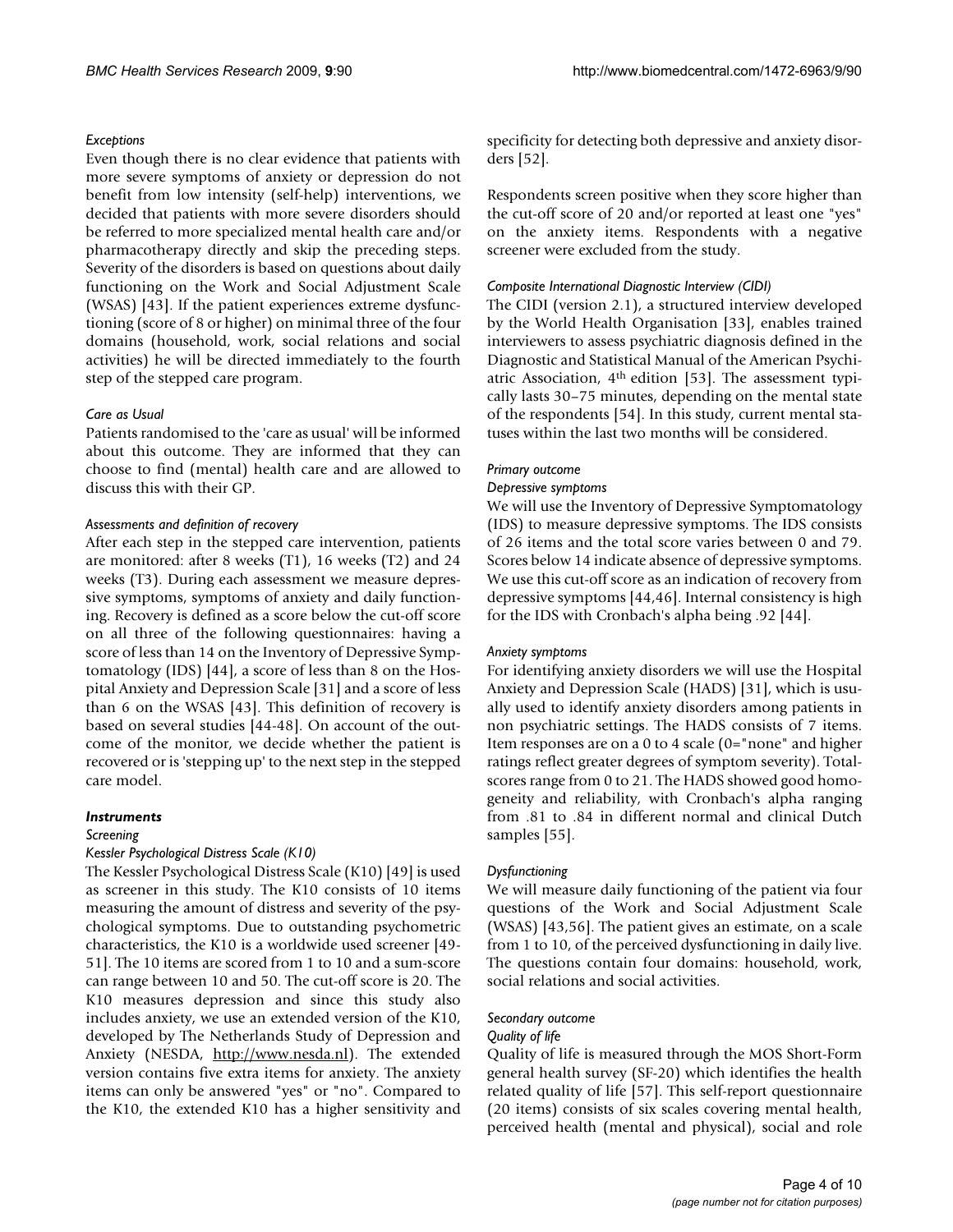*Exceptions*

Even though there is no clear evidence that patients with more severe symptoms of anxiety or depression do not benefit from low intensity (self-help) interventions, we decided that patients with more severe disorders should be referred to more specialized mental health care and/or pharmacotherapy directly and skip the preceding steps. Severity of the disorders is based on questions about daily functioning on the Work and Social Adjustment Scale (WSAS) [43]. If the patient experiences extreme dysfunctioning (score of 8 or higher) on minimal three of the four domains (household, work, social relations and social activities) he will be directed immediately to the fourth step of the stepped care program.

*Care as Usual*

Patients randomised to the 'care as usual' will be informed about this outcome. They are informed that they can choose to find (mental) health care and are allowed to discuss this with their GP.

*Assessments and definition of recovery*

After each step in the stepped care intervention, patients are monitored: after 8 weeks (T1), 16 weeks (T2) and 24 weeks (T3). During each assessment we measure depressive symptoms, symptoms of anxiety and daily functioning. Recovery is defined as a score below the cut-off score on all three of the following questionnaires: having a score of less than 14 on the Inventory of Depressive Symptomatology (IDS) [44], a score of less than 8 on the Hospital Anxiety and Depression Scale [31] and a score of less than 6 on the WSAS [43]. This definition of recovery is based on several studies [44-48]. On account of the outcome of the monitor, we decide whether the patient is recovered or is 'stepping up' to the next step in the stepped care model.

### *Instruments*

*Screening*

*Kessler Psychological Distress Scale (K10)*

The Kessler Psychological Distress Scale (K10) [49] is used as screener in this study. The K10 consists of 10 items measuring the amount of distress and severity of the psychological symptoms. Due to outstanding psychometric characteristics, the K10 is a worldwide used screener [49-51]. The 10 items are scored from 1 to 10 and a sum-score can range between 10 and 50. The cut-off score is 20. The K10 measures depression and since this study also includes anxiety, we use an extended version of the K10, developed by The Netherlands Study of Depression and Anxiety (NESDA, http://www.nesda.nl). The extended version contains five extra items for anxiety. The anxiety items can only be answered "yes" or "no". Compared to the K10, the extended K10 has a higher sensitivity and specificity for detecting both depressive and anxiety disorders [52].

Respondents screen positive when they score higher than the cut-off score of 20 and/or reported at least one "yes" on the anxiety items. Respondents with a negative screener were excluded from the study.

*Composite International Diagnostic Interview (CIDI)*

The CIDI (version 2.1), a structured interview developed by the World Health Organisation [33], enables trained interviewers to assess psychiatric diagnosis defined in the Diagnostic and Statistical Manual of the American Psychiatric Association, 4th edition [53]. The assessment typically lasts 30–75 minutes, depending on the mental state of the respondents [54]. In this study, current mental statuses within the last two months will be considered.

*Primary outcome*

*Depressive symptoms*

We will use the Inventory of Depressive Symptomatology (IDS) to measure depressive symptoms. The IDS consists of 26 items and the total score varies between 0 and 79. Scores below 14 indicate absence of depressive symptoms. We use this cut-off score as an indication of recovery from depressive symptoms [44,46]. Internal consistency is high for the IDS with Cronbach's alpha being .92 [44].

*Anxiety symptoms*

For identifying anxiety disorders we will use the Hospital Anxiety and Depression Scale (HADS) [31], which is usually used to identify anxiety disorders among patients in non psychiatric settings. The HADS consists of 7 items. Item responses are on a 0 to 4 scale (0="none" and higher ratings reflect greater degrees of symptom severity). Total-scores range from 0 to 21. The HADS showed good homogeneity and reliability, with Cronbach's alpha ranging from .81 to .84 in different normal and clinical Dutch samples [55].

*Dysfunctioning*

We will measure daily functioning of the patient via four questions of the Work and Social Adjustment Scale (WSAS) [43,56]. The patient gives an estimate, on a scale from 1 to 10, of the perceived dysfunctioning in daily live. The questions contain four domains: household, work, social relations and social activities.

*Secondary outcome*

*Quality of life*

Quality of life is measured through the MOS Short-Form general health survey (SF-20) which identifies the health related quality of life [57]. This self-report questionnaire (20 items) consists of six scales covering mental health, perceived health (mental and physical), social and role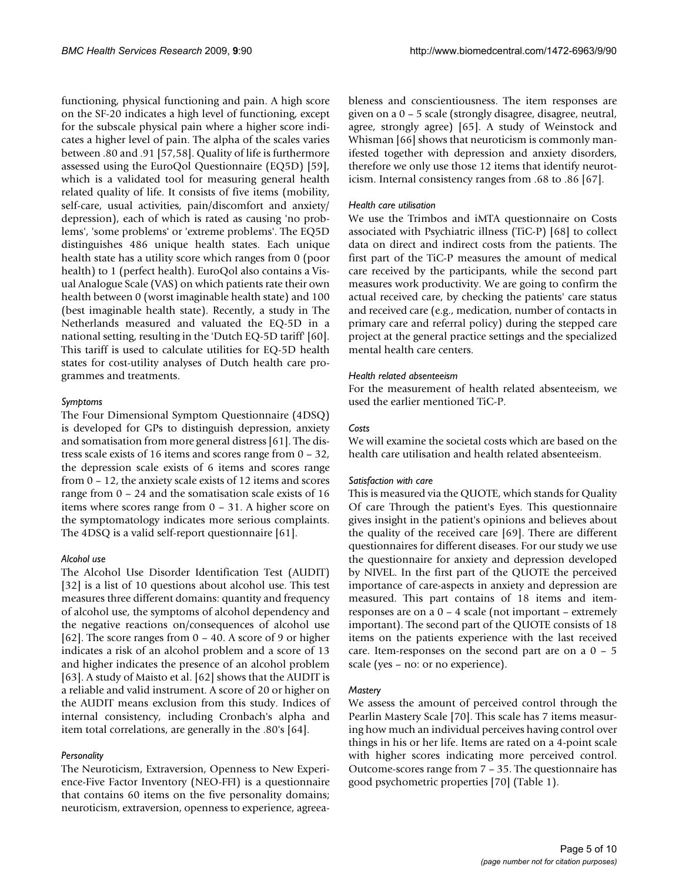functioning, physical functioning and pain. A high score on the SF-20 indicates a high level of functioning, except for the subscale physical pain where a higher score indicates a higher level of pain. The alpha of the scales varies between .80 and .91 [57,58]. Quality of life is furthermore assessed using the EuroQol Questionnaire (EQ5D) [59], which is a validated tool for measuring general health related quality of life. It consists of five items (mobility, self-care, usual activities, pain/discomfort and anxiety/depression), each of which is rated as causing 'no problems', 'some problems' or 'extreme problems'. The EQ5D distinguishes 486 unique health states. Each unique health state has a utility score which ranges from 0 (poor health) to 1 (perfect health). EuroQol also contains a Visual Analogue Scale (VAS) on which patients rate their own health between 0 (worst imaginable health state) and 100 (best imaginable health state). Recently, a study in The Netherlands measured and valuated the EQ-5D in a national setting, resulting in the 'Dutch EQ-5D tariff' [60]. This tariff is used to calculate utilities for EQ-5D health states for cost-utility analyses of Dutch health care programmes and treatments.

*Symptoms*

The Four Dimensional Symptom Questionnaire (4DSQ) is developed for GPs to distinguish depression, anxiety and somatisation from more general distress [61]. The distress scale exists of 16 items and scores range from 0 – 32, the depression scale exists of 6 items and scores range from 0 – 12, the anxiety scale exists of 12 items and scores range from 0 – 24 and the somatisation scale exists of 16 items where scores range from 0 – 31. A higher score on the symptomatology indicates more serious complaints. The 4DSQ is a valid self-report questionnaire [61].

*Alcohol use*

The Alcohol Use Disorder Identification Test (AUDIT) [32] is a list of 10 questions about alcohol use. This test measures three different domains: quantity and frequency of alcohol use, the symptoms of alcohol dependency and the negative reactions on/consequences of alcohol use [62]. The score ranges from 0 – 40. A score of 9 or higher indicates a risk of an alcohol problem and a score of 13 and higher indicates the presence of an alcohol problem [63]. A study of Maisto et al. [62] shows that the AUDIT is a reliable and valid instrument. A score of 20 or higher on the AUDIT means exclusion from this study. Indices of internal consistency, including Cronbach's alpha and item total correlations, are generally in the .80's [64].

*Personality*

The Neuroticism, Extraversion, Openness to New Experience-Five Factor Inventory (NEO-FFI) is a questionnaire that contains 60 items on the five personality domains; neuroticism, extraversion, openness to experience, agreeableness and conscientiousness. The item responses are given on a 0 – 5 scale (strongly disagree, disagree, neutral, agree, strongly agree) [65]. A study of Weinstock and Whisman [66] shows that neuroticism is commonly manifested together with depression and anxiety disorders, therefore we only use those 12 items that identify neuroticism. Internal consistency ranges from .68 to .86 [67].

*Health care utilisation*

We use the Trimbos and iMTA questionnaire on Costs associated with Psychiatric illness (TiC-P) [68] to collect data on direct and indirect costs from the patients. The first part of the TiC-P measures the amount of medical care received by the participants, while the second part measures work productivity. We are going to confirm the actual received care, by checking the patients' care status and received care (e.g., medication, number of contacts in primary care and referral policy) during the stepped care project at the general practice settings and the specialized mental health care centers.

*Health related absenteeism*

For the measurement of health related absenteeism, we used the earlier mentioned TiC-P.

*Costs*

We will examine the societal costs which are based on the health care utilisation and health related absenteeism.

*Satisfaction with care*

This is measured via the QUOTE, which stands for Quality Of care Through the patient's Eyes. This questionnaire gives insight in the patient's opinions and believes about the quality of the received care [69]. There are different questionnaires for different diseases. For our study we use the questionnaire for anxiety and depression developed by NIVEL. In the first part of the QUOTE the perceived importance of care-aspects in anxiety and depression are measured. This part contains of 18 items and item-responses are on a 0 – 4 scale (not important – extremely important). The second part of the QUOTE consists of 18 items on the patients experience with the last received care. Item-responses on the second part are on a 0 – 5 scale (yes – no: or no experience).

*Mastery*

We assess the amount of perceived control through the Pearlin Mastery Scale [70]. This scale has 7 items measuring how much an individual perceives having control over things in his or her life. Items are rated on a 4-point scale with higher scores indicating more perceived control. Outcome-scores range from 7 – 35. The questionnaire has good psychometric properties [70] (Table 1).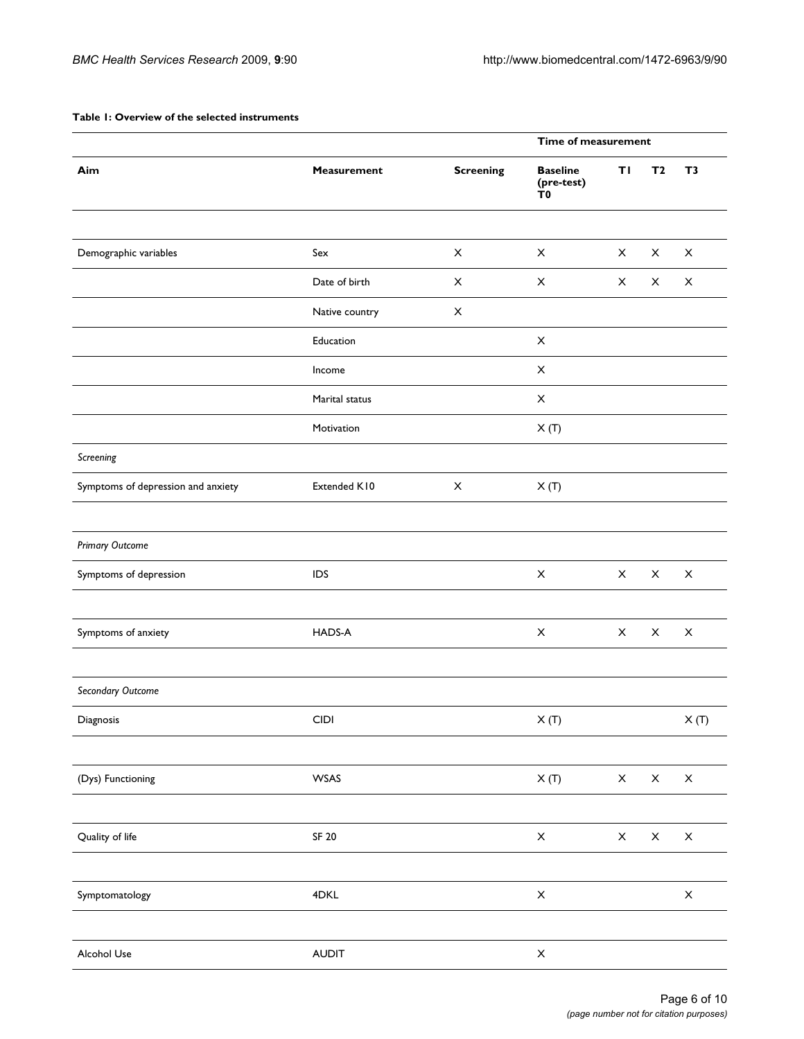**Table 1: Overview of the selected instruments**

| | | | Time of measurement | | | |
|---|---|---|---|---|---|---|
| **Aim** | **Measurement** | **Screening** | **Baseline (pre-test) T0** | **T1** | **T2** | **T3** |
| Demographic variables | Sex | X | X | X | X | X |
| | Date of birth | X | X | X | X | X |
| | Native country | X | | | | |
| | Education | | X | | | |
| | Income | | X | | | |
| | Marital status | | X | | | |
| | Motivation | | X (T) | | | |
| *Screening* | | | | | | |
| Symptoms of depression and anxiety | Extended K10 | X | X (T) | | | |
| *Primary Outcome* | | | | | | |
| Symptoms of depression | IDS | | X | X | X | X |
| Symptoms of anxiety | HADS-A | | X | X | X | X |
| *Secondary Outcome* | | | | | | |
| Diagnosis | CIDI | | X (T) | | | X (T) |
| (Dys) Functioning | WSAS | | X (T) | X | X | X |
| Quality of life | SF 20 | | X | X | X | X |
| Symptomatology | 4DKL | | X | | | X |
| Alcohol Use | AUDIT | | X | | | |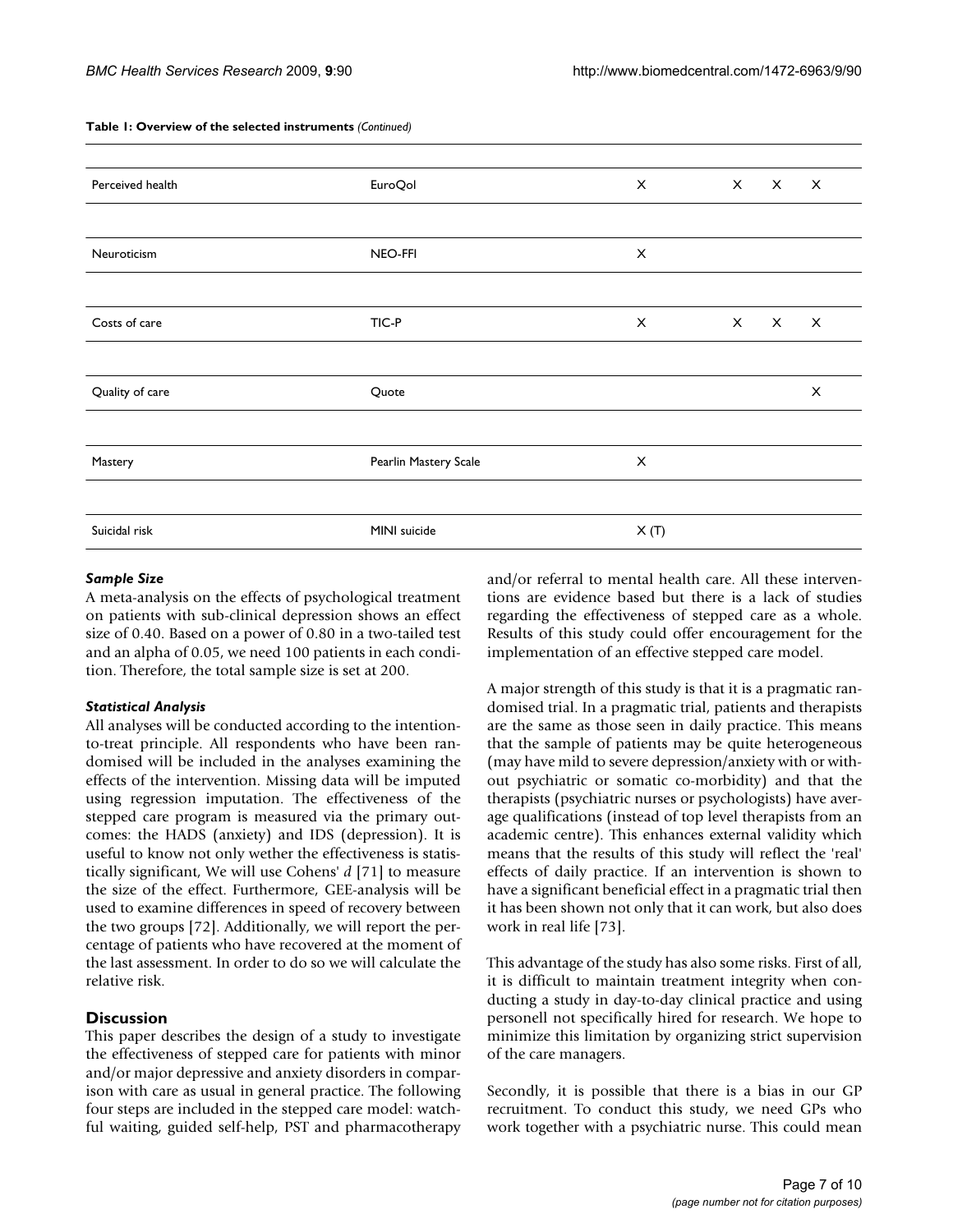**Table 1: Overview of the selected instruments** *(Continued)*

| | | | | | |
|---|---|---|---|---|---|
| Perceived health | EuroQol | X | X | X | X |
| Neuroticism | NEO-FFI | X | | | |
| Costs of care | TIC-P | X | X | X | X |
| Quality of care | Quote | | | | X |
| Mastery | Pearlin Mastery Scale | X | | | |
| Suicidal risk | MINI suicide | X (T) | | | |

### *Sample Size*

A meta-analysis on the effects of psychological treatment on patients with sub-clinical depression shows an effect size of 0.40. Based on a power of 0.80 in a two-tailed test and an alpha of 0.05, we need 100 patients in each condition. Therefore, the total sample size is set at 200.

### *Statistical Analysis*

All analyses will be conducted according to the intention-to-treat principle. All respondents who have been randomised will be included in the analyses examining the effects of the intervention. Missing data will be imputed using regression imputation. The effectiveness of the stepped care program is measured via the primary outcomes: the HADS (anxiety) and IDS (depression). It is useful to know not only wether the effectiveness is statistically significant, We will use Cohens' *d* [71] to measure the size of the effect. Furthermore, GEE-analysis will be used to examine differences in speed of recovery between the two groups [72]. Additionally, we will report the percentage of patients who have recovered at the moment of the last assessment. In order to do so we will calculate the relative risk.

## Discussion

This paper describes the design of a study to investigate the effectiveness of stepped care for patients with minor and/or major depressive and anxiety disorders in comparison with care as usual in general practice. The following four steps are included in the stepped care model: watchful waiting, guided self-help, PST and pharmacotherapy and/or referral to mental health care. All these interventions are evidence based but there is a lack of studies regarding the effectiveness of stepped care as a whole. Results of this study could offer encouragement for the implementation of an effective stepped care model.

A major strength of this study is that it is a pragmatic randomised trial. In a pragmatic trial, patients and therapists are the same as those seen in daily practice. This means that the sample of patients may be quite heterogeneous (may have mild to severe depression/anxiety with or without psychiatric or somatic co-morbidity) and that the therapists (psychiatric nurses or psychologists) have average qualifications (instead of top level therapists from an academic centre). This enhances external validity which means that the results of this study will reflect the 'real' effects of daily practice. If an intervention is shown to have a significant beneficial effect in a pragmatic trial then it has been shown not only that it can work, but also does work in real life [73].

This advantage of the study has also some risks. First of all, it is difficult to maintain treatment integrity when conducting a study in day-to-day clinical practice and using personell not specifically hired for research. We hope to minimize this limitation by organizing strict supervision of the care managers.

Secondly, it is possible that there is a bias in our GP recruitment. To conduct this study, we need GPs who work together with a psychiatric nurse. This could mean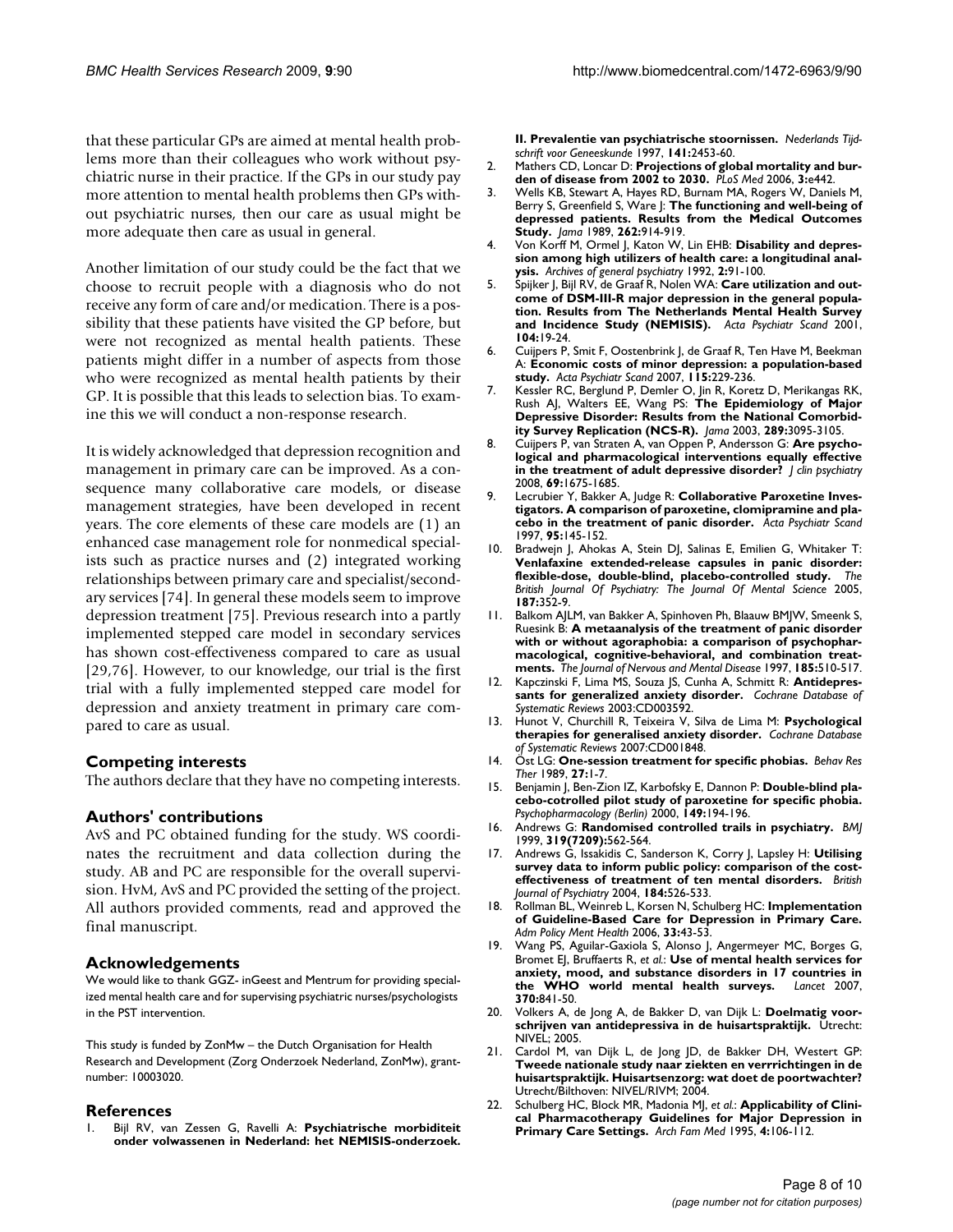that these particular GPs are aimed at mental health problems more than their colleagues who work without psychiatric nurse in their practice. If the GPs in our study pay more attention to mental health problems then GPs without psychiatric nurses, then our care as usual might be more adequate then care as usual in general.

Another limitation of our study could be the fact that we choose to recruit people with a diagnosis who do not receive any form of care and/or medication. There is a possibility that these patients have visited the GP before, but were not recognized as mental health patients. These patients might differ in a number of aspects from those who were recognized as mental health patients by their GP. It is possible that this leads to selection bias. To examine this we will conduct a non-response research.

It is widely acknowledged that depression recognition and management in primary care can be improved. As a consequence many collaborative care models, or disease management strategies, have been developed in recent years. The core elements of these care models are (1) an enhanced case management role for nonmedical specialists such as practice nurses and (2) integrated working relationships between primary care and specialist/secondary services [74]. In general these models seem to improve depression treatment [75]. Previous research into a partly implemented stepped care model in secondary services has shown cost-effectiveness compared to care as usual [29,76]. However, to our knowledge, our trial is the first trial with a fully implemented stepped care model for depression and anxiety treatment in primary care compared to care as usual.

## Competing interests

The authors declare that they have no competing interests.

## Authors' contributions

AvS and PC obtained funding for the study. WS coordinates the recruitment and data collection during the study. AB and PC are responsible for the overall supervision. HvM, AvS and PC provided the setting of the project. All authors provided comments, read and approved the final manuscript.

## Acknowledgements

We would like to thank GGZ- inGeest and Mentrum for providing specialized mental health care and for supervising psychiatric nurses/psychologists in the PST intervention.

This study is funded by ZonMw – the Dutch Organisation for Health Research and Development (Zorg Onderzoek Nederland, ZonMw), grantnumber: 10003020.

## References

1. Bijl RV, van Zessen G, Ravelli A: **Psychiatrische morbiditeit onder volwassenen in Nederland: het NEMISIS-onderzoek. II. Prevalentie van psychiatrische stoornissen.** *Nederlands Tijdschrift voor Geneeskunde* 1997, **141:**2453-60.
2. Mathers CD, Loncar D: **Projections of global mortality and burden of disease from 2002 to 2030.** *PLoS Med* 2006, **3:**e442.
3. Wells KB, Stewart A, Hayes RD, Burnam MA, Rogers W, Daniels M, Berry S, Greenfield S, Ware J: **The functioning and well-being of depressed patients. Results from the Medical Outcomes Study.** *Jama* 1989, **262:**914-919.
4. Von Korff M, Ormel J, Katon W, Lin EHB: **Disability and depression among high utilizers of health care: a longitudinal analysis.** *Archives of general psychiatry* 1992, **2:**91-100.
5. Spijker J, Bijl RV, de Graaf R, Nolen WA: **Care utilization and outcome of DSM-III-R major depression in the general population. Results from The Netherlands Mental Health Survey and Incidence Study (NEMISIS).** *Acta Psychiatr Scand* 2001, **104:**19-24.
6. Cuijpers P, Smit F, Oostenbrink J, de Graaf R, Ten Have M, Beekman A: **Economic costs of minor depression: a population-based study.** *Acta Psychiatr Scand* 2007, **115:**229-236.
7. Kessler RC, Berglund P, Demler O, Jin R, Koretz D, Merikangas RK, Rush AJ, Walters EE, Wang PS: **The Epidemiology of Major Depressive Disorder: Results from the National Comorbidity Survey Replication (NCS-R).** *Jama* 2003, **289:**3095-3105.
8. Cuijpers P, van Straten A, van Oppen P, Andersson G: **Are psychological and pharmacological interventions equally effective in the treatment of adult depressive disorder?** *J clin psychiatry* 2008, **69:**1675-1685.
9. Lecrubier Y, Bakker A, Judge R: **Collaborative Paroxetine Investigators. A comparison of paroxetine, clomipramine and placebo in the treatment of panic disorder.** *Acta Psychiatr Scand* 1997, **95:**145-152.
10. Bradwejn J, Ahokas A, Stein DJ, Salinas E, Emilien G, Whitaker T: **Venlafaxine extended-release capsules in panic disorder: flexible-dose, double-blind, placebo-controlled study.** *The British Journal Of Psychiatry: The Journal Of Mental Science* 2005, **187:**352-9.
11. Balkom AJLM, van Bakker A, Spinhoven Ph, Blaauw BMJW, Smeenk S, Ruesink B: **A metaanalysis of the treatment of panic disorder with or without agoraphobia: a comparison of psychopharmacological, cognitive-behavioral, and combination treatments.** *The Journal of Nervous and Mental Disease* 1997, **185:**510-517.
12. Kapczinski F, Lima MS, Souza JS, Cunha A, Schmitt R: **Antidepressants for generalized anxiety disorder.** *Cochrane Database of Systematic Reviews* 2003:CD003592.
13. Hunot V, Churchill R, Teixeira V, Silva de Lima M: **Psychological therapies for generalised anxiety disorder.** *Cochrane Database of Systematic Reviews* 2007:CD001848.
14. Öst LG: **One-session treatment for specific phobias.** *Behav Res Ther* 1989, **27:**1-7.
15. Benjamin J, Ben-Zion IZ, Karbofsky E, Dannon P: **Double-blind placebo-cotrolled pilot study of paroxetine for specific phobia.** *Psychopharmacology (Berlin)* 2000, **149:**194-196.
16. Andrews G: **Randomised controlled trails in psychiatry.** *BMJ* 1999, **319(7209):**562-564.
17. Andrews G, Issakidis C, Sanderson K, Corry J, Lapsley H: **Utilising survey data to inform public policy: comparison of the cost-effectiveness of treatment of ten mental disorders.** *British Journal of Psychiatry* 2004, **184:**526-533.
18. Rollman BL, Weinreb L, Korsen N, Schulberg HC: **Implementation of Guideline-Based Care for Depression in Primary Care.** *Adm Policy Ment Health* 2006, **33:**43-53.
19. Wang PS, Aguilar-Gaxiola S, Alonso J, Angermeyer MC, Borges G, Bromet EJ, Bruffaerts R, *et al.*: **Use of mental health services for anxiety, mood, and substance disorders in 17 countries in the WHO world mental health surveys.** *Lancet* 2007, **370:**841-50.
20. Volkers A, de Jong A, de Bakker D, van Dijk L: **Doelmatig voorschrijven van antidepressiva in de huisartspraktijk.** Utrecht: NIVEL; 2005.
21. Cardol M, van Dijk L, de Jong JD, de Bakker DH, Westert GP: **Tweede nationale study naar ziekten en verrrichtingen in de huisartspraktijk. Huisartsenzorg: wat doet de poortwachter?** Utrecht/Bilthoven: NIVEL/RIVM; 2004.
22. Schulberg HC, Block MR, Madonia MJ, *et al.*: **Applicability of Clinical Pharmacotherapy Guidelines for Major Depression in Primary Care Settings.** *Arch Fam Med* 1995, **4:**106-112.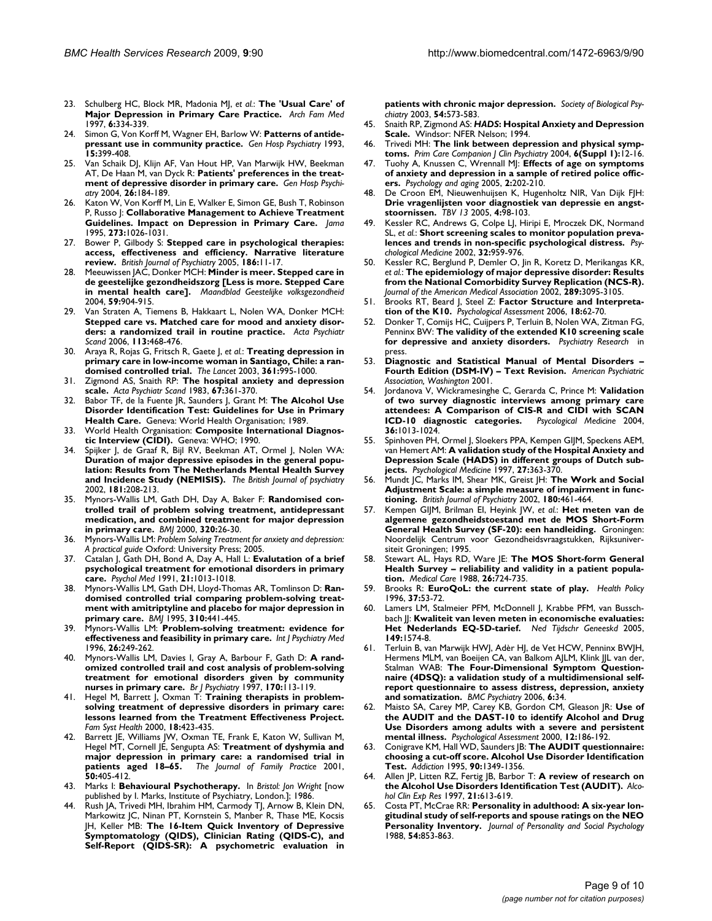23. Schulberg HC, Block MR, Madonia MJ, *et al.*: **The 'Usual Care' of Major Depression in Primary Care Practice.** *Arch Fam Med* 1997, **6:**334-339.
24. Simon G, Von Korff M, Wagner EH, Barlow W: **Patterns of antidepressant use in community practice.** *Gen Hosp Psychiatry* 1993, **15:**399-408.
25. Van Schaik DJ, Klijn AF, Van Hout HP, Van Marwijk HW, Beekman AT, De Haan M, van Dyck R: **Patients' preferences in the treatment of depressive disorder in primary care.** *Gen Hosp Psychiatry* 2004, **26:**184-189.
26. Katon W, Von Korff M, Lin E, Walker E, Simon GE, Bush T, Robinson P, Russo J: **Collaborative Management to Achieve Treatment Guidelines. Impact on Depression in Primary Care.** *Jama* 1995, **273:**1026-1031.
27. Bower P, Gilbody S: **Stepped care in psychological therapies: access, effectiveness and efficiency. Narrative literature review.** *British Journal of Psychiatry* 2005, **186:**11-17.
28. Meeuwissen JAC, Donker MCH: **Minder is meer. Stepped care in de geestelijke gezondheidszorg [Less is more. Stepped Care in mental health care].** *Maandblad Geestelijke volksgezondheid* 2004, **59:**904-915.
29. Van Straten A, Tiemens B, Hakkaart L, Nolen WA, Donker MCH: **Stepped care vs. Matched care for mood and anxiety disorders: a randomized trail in routine practice.** *Acta Psychiatr Scand* 2006, **113:**468-476.
30. Araya R, Rojas G, Fritsch R, Gaete J, *et al.*: **Treating depression in primary care in low-income woman in Santiago, Chile: a randomised controlled trial.** *The Lancet* 2003, **361:**995-1000.
31. Zigmond AS, Snaith RP: **The hospital anxiety and depression scale.** *Acta Psychiatr Scand* 1983, **67:**361-370.
32. Babor TF, de la Fuente JR, Saunders J, Grant M: **The Alcohol Use Disorder Identification Test: Guidelines for Use in Primary Health Care.** Geneva: World Health Organisation; 1989.
33. World Health Organisation: **Composite International Diagnostic Interview (CIDI).** Geneva: WHO; 1990.
34. Spijker J, de Graaf R, Bijl RV, Beekman AT, Ormel J, Nolen WA: **Duration of major depressive episodes in the general population: Results from The Netherlands Mental Health Survey and Incidence Study (NEMISIS).** *The British Journal of psychiatry* 2002, **181:**208-213.
35. Mynors-Wallis LM, Gath DH, Day A, Baker F: **Randomised controlled trail of problem solving treatment, antidepressant medication, and combined treatment for major depression in primary care.** *BMJ* 2000, **320:**26-30.
36. Mynors-Wallis LM: *Problem Solving Treatment for anxiety and depression: A practical guide* Oxford: University Press; 2005.
37. Catalan J, Gath DH, Bond A, Day A, Hall L: **Evalutation of a brief psychological treatment for emotional disorders in primary care.** *Psychol Med* 1991, **21:**1013-1018.
38. Mynors-Wallis LM, Gath DH, Lloyd-Thomas AR, Tomlinson D: **Randomised controlled trial comparing problem-solving treatment with amitriptyline and placebo for major depression in primary care.** *BMJ* 1995, **310:**441-445.
39. Mynors-Wallis LM: **Problem-solving treatment: evidence for effectiveness and feasibility in primary care.** *Int J Psychiatry Med* 1996, **26:**249-262.
40. Mynors-Wallis LM, Davies I, Gray A, Barbour F, Gath D: **A randomized controlled trail and cost analysis of problem-solving treatment for emotional disorders given by community nurses in primary care.** *Br J Psychiatry* 1997, **170:**113-119.
41. Hegel M, Barrett J, Oxman T: **Training therapists in problem-solving treatment of depressive disorders in primary care: lessons learned from the Treatment Effectiveness Project.** *Fam Syst Health* 2000, **18:**423-435.
42. Barrett JE, Williams JW, Oxman TE, Frank E, Katon W, Sullivan M, Hegel MT, Cornell JE, Sengupta AS: **Treatment of dyshymia and major depression in primary care: a randomised trial in patients aged 18–65.** *The Journal of Family Practice* 2001, **50:**405-412.
43. Marks I: **Behavioural Psychotherapy.** In *Bristol: Jon Wright* [now published by I. Marks, Institute of Psychiatry, London.]; 1986.
44. Rush JA, Trivedi MH, Ibrahim HM, Carmody TJ, Arnow B, Klein DN, Markowitz JC, Ninan PT, Kornstein S, Manber R, Thase ME, Kocsis JH, Keller MB: **The 16-Item Quick Inventory of Depressive Symptomatology (QIDS), Clinician Rating (QIDS-C), and Self-Report (QIDS-SR): A psychometric evaluation in patients with chronic major depression.** *Society of Biological Psychiatry* 2003, **54:**573-583.
45. Snaith RP, Zigmond AS: ***HADS*: Hospital Anxiety and Depression Scale.** Windsor: NFER Nelson; 1994.
46. Trivedi MH: **The link between depression and physical symptoms.** *Prim Care Companion J Clin Psychiatry* 2004, **6(Suppl 1):**12-16.
47. Tuohy A, Knussen C, Wrennall MJ: **Effects of age on symptoms of anxiety and depression in a sample of retired police officers.** *Psychology and aging* 2005, **2:**202-210.
48. De Croon EM, Nieuwenhuijsen K, Hugenholtz NIR, Van Dijk FJH: **Drie vragenlijsten voor diagnostiek van depressie en angststoornissen.** *TBV 13* 2005, **4:**98-103.
49. Kessler RC, Andrews G, Colpe LJ, Hiripi E, Mroczek DK, Normand SL, *et al.*: **Short screening scales to monitor population prevalences and trends in non-specific psychological distress.** *Psychological Medicine* 2002, **32:**959-976.
50. Kessler RC, Berglund P, Demler O, Jin R, Koretz D, Merikangas KR, *et al.*: **The epidemiology of major depressive disorder: Results from the National Comorbidity Survey Replication (NCS-R).** *Journal of the American Medical Association* 2002, **289:**3095-3105.
51. Brooks RT, Beard J, Steel Z: **Factor Structure and Interpretation of the K10.** *Psychological Assessment* 2006, **18:**62-70.
52. Donker T, Comijs HC, Cuijpers P, Terluin B, Nolen WA, Zitman FG, Penninx BW: **The validity of the extended K10 screening scale for depressive and anxiety disorders.** *Psychiatry Research* in press.
53. **Diagnostic and Statistical Manual of Mental Disorders – Fourth Edition (DSM-IV) – Text Revision.** *American Psychiatric Association, Washington* 2001.
54. Jordanova V, Wickramesinghe C, Gerarda C, Prince M: **Validation of two survey diagnostic interviews among primary care attendees: A Comparison of CIS-R and CIDI with SCAN ICD-10 diagnostic categories.** *Psycological Medicine* 2004, **36:**1013-1024.
55. Spinhoven PH, Ormel J, Sloekers PPA, Kempen GIJM, Speckens AEM, van Hemert AM: **A validation study of the Hospital Anxiety and Depression Scale (HADS) in different groups of Dutch subjects.** *Psychological Medicine* 1997, **27:**363-370.
56. Mundt JC, Marks IM, Shear MK, Greist JH: **The Work and Social Adjustment Scale: a simple measure of impairment in functioning.** *British Journal of Psychiatry* 2002, **180:**461-464.
57. Kempen GIJM, Brilman EI, Heyink JW, *et al.*: **Het meten van de algemene gezondheidstoestand met de MOS Short-Form General Health Survey (SF-20): een handleiding.** Groningen: Noordelijk Centrum voor Gezondheidsvraagstukken, Rijksuniversiteit Groningen; 1995.
58. Stewart AL, Hays RD, Ware JE: **The MOS Short-form General Health Survey – reliability and validity in a patient population.** *Medical Care* 1988, **26:**724-735.
59. Brooks R: **EuroQoL: the current state of play.** *Health Policy* 1996, **37:**53-72.
60. Lamers LM, Stalmeier PFM, McDonnell J, Krabbe PFM, van Busschbach JJ: **Kwaliteit van leven meten in economische evaluaties: Het Nederlands EQ-5D-tarief.** *Ned Tijdschr Geneeskd* 2005, **149:**1574-8.
61. Terluin B, van Marwijk HWJ, Adèr HJ, de Vet HCW, Penninx BWJH, Hermens MLM, van Boeijen CA, van Balkom AJLM, Klink JJL van der, Stalman WAB: **The Four-Dimensional Symptom Questionnaire (4DSQ): a validation study of a multidimensional self-report questionnaire to assess distress, depression, anxiety and somatization.** *BMC Psychiatry* 2006, **6:**34.
62. Maisto SA, Carey MP, Carey KB, Gordon CM, Gleason JR: **Use of the AUDIT and the DAST-10 to identify Alcohol and Drug Use Disorders among adults with a severe and persistent mental illness.** *Psychological Assessment* 2000, **12:**186-192.
63. Conigrave KM, Hall WD, Saunders JB: **The AUDIT questionnaire: choosing a cut-off score. Alcohol Use Disorder Identification Test.** *Addiction* 1995, **90:**1349-1356.
64. Allen JP, Litten RZ, Fertig JB, Barbor T: **A review of research on the Alcohol Use Disorders Identification Test (AUDIT).** *Alcohol Clin Exp Res* 1997, **21:**613-619.
65. Costa PT, McCrae RR: **Personality in adulthood: A six-year longitudinal study of self-reports and spouse ratings on the NEO Personality Inventory.** *Journal of Personality and Social Psychology* 1988, **54:**853-863.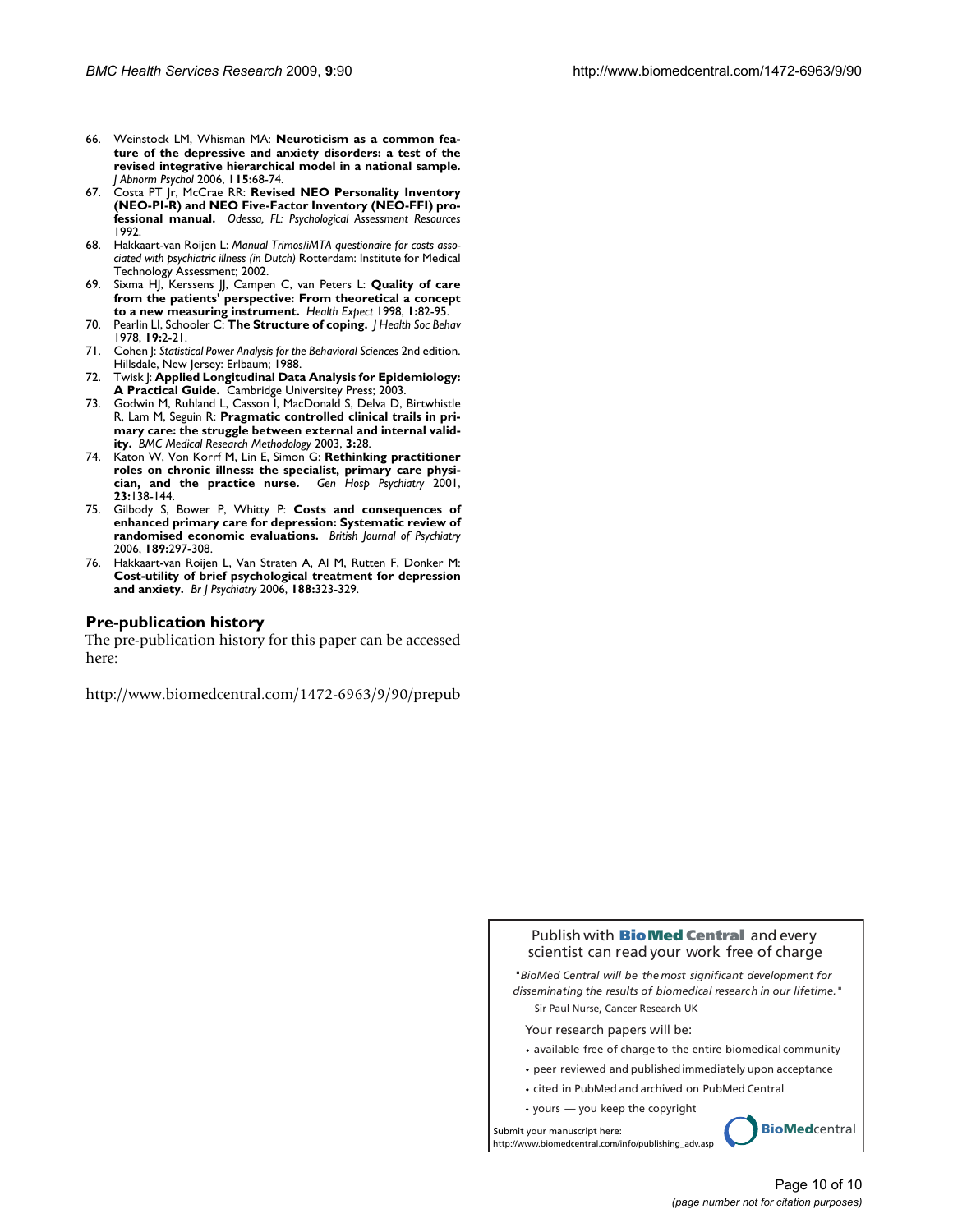66. Weinstock LM, Whisman MA: **Neuroticism as a common feature of the depressive and anxiety disorders: a test of the revised integrative hierarchical model in a national sample.** *J Abnorm Psychol* 2006, **115:**68-74.
67. Costa PT Jr, McCrae RR: **Revised NEO Personality Inventory (NEO-PI-R) and NEO Five-Factor Inventory (NEO-FFI) professional manual.** *Odessa, FL: Psychological Assessment Resources* 1992.
68. Hakkaart-van Roijen L: *Manual Trimos/iMTA questionaire for costs associated with psychiatric illness (in Dutch)* Rotterdam: Institute for Medical Technology Assessment; 2002.
69. Sixma HJ, Kerssens JJ, Campen C, van Peters L: **Quality of care from the patients' perspective: From theoretical a concept to a new measuring instrument.** *Health Expect* 1998, **1:**82-95.
70. Pearlin LI, Schooler C: **The Structure of coping.** *J Health Soc Behav* 1978, **19:**2-21.
71. Cohen J: *Statistical Power Analysis for the Behavioral Sciences* 2nd edition. Hillsdale, New Jersey: Erlbaum; 1988.
72. Twisk J: **Applied Longitudinal Data Analysis for Epidemiology: A Practical Guide.** Cambridge Universitey Press; 2003.
73. Godwin M, Ruhland L, Casson I, MacDonald S, Delva D, Birtwhistle R, Lam M, Seguin R: **Pragmatic controlled clinical trails in primary care: the struggle between external and internal validity.** *BMC Medical Research Methodology* 2003, **3:**28.
74. Katon W, Von Korrf M, Lin E, Simon G: **Rethinking practitioner roles on chronic illness: the specialist, primary care physician, and the practice nurse.** *Gen Hosp Psychiatry* 2001, **23:**138-144.
75. Gilbody S, Bower P, Whitty P: **Costs and consequences of enhanced primary care for depression: Systematic review of randomised economic evaluations.** *British Journal of Psychiatry* 2006, **189:**297-308.
76. Hakkaart-van Roijen L, Van Straten A, Al M, Rutten F, Donker M: **Cost-utility of brief psychological treatment for depression and anxiety.** *Br J Psychiatry* 2006, **188:**323-329.

## Pre-publication history

The pre-publication history for this paper can be accessed here:

http://www.biomedcentral.com/1472-6963/9/90/prepub

Publish with **BioMed Central** and every scientist can read your work free of charge

*"BioMed Central will be the most significant development for disseminating the results of biomedical research in our lifetime."*

Sir Paul Nurse, Cancer Research UK

Your research papers will be:

- available free of charge to the entire biomedical community
- peer reviewed and published immediately upon acceptance
- cited in PubMed and archived on PubMed Central
- yours — you keep the copyright

Submit your manuscript here:
http://www.biomedcentral.com/info/publishing_adv.asp

**BioMed**central